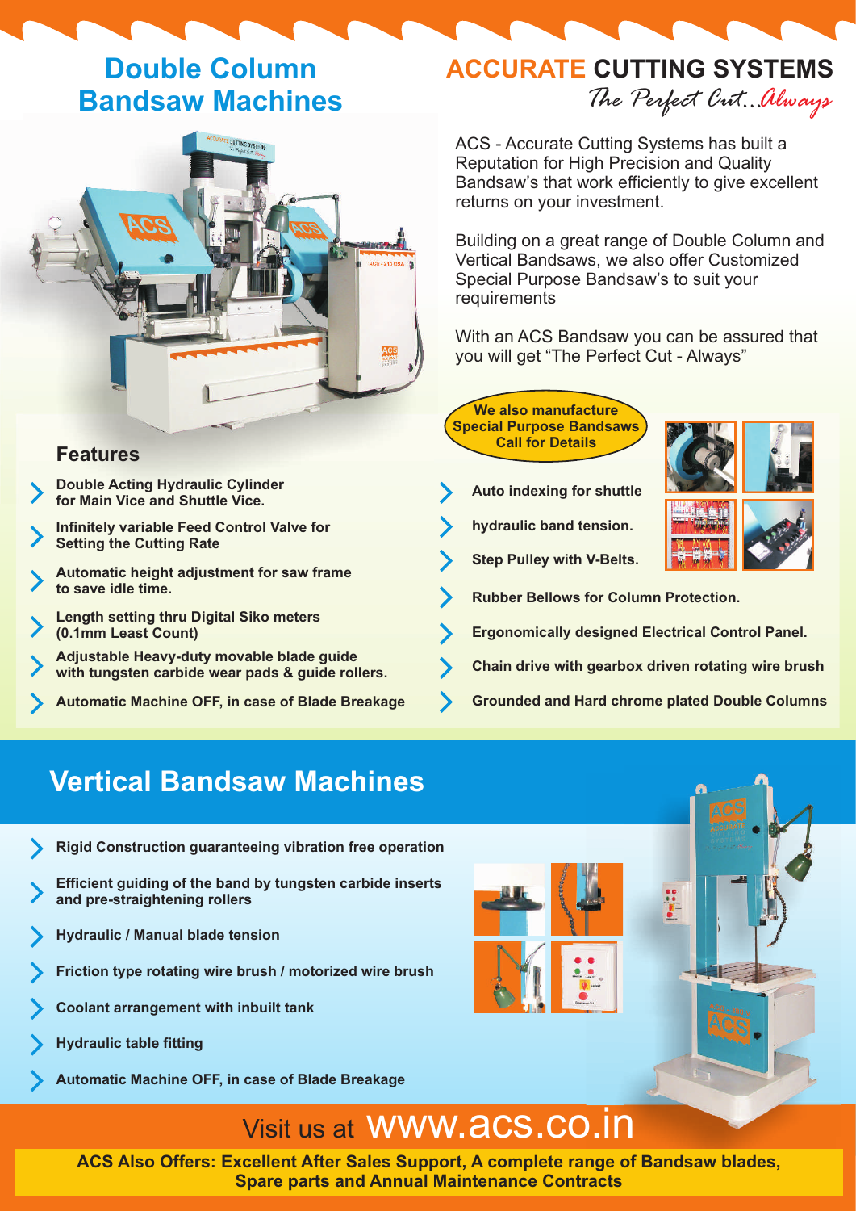# Double Column Bandsaw Machines

## ACCURATE CUTTING SYSTEMS

*The Perfect Cut...Always*

ACS - Accurate Cutting Systems has built a Reputation for High Precision and Quality Bandsaw's that work efficiently to give excellent returns on your investment.

Building on a great range of Double Column and Vertical Bandsaws, we also offer Customized Special Purpose Bandsaw's to suit your requirements

With an ACS Bandsaw you can be assured that you will get "The Perfect Cut - Always"

**We also manufacture Special Purpose Bandsaws Call for Details**

### Features

- **Double Acting Hydraulic Cylinder for Main Vice and Shuttle Vice.**
- **Infinitely variable Feed Control Valve for Setting the Cutting Rate**
- **Automatic height adjustment for saw frame to save idle time.**
- **Length setting thru Digital Siko meters (0.1mm Least Count)**
- **Adjustable Heavy-duty movable blade guide with tungsten carbide wear pads & guide rollers.**
- **Automatic Machine OFF, in case of Blade Breakage**
- **Auto indexing for shuttle**
- **hydraulic band tension.**
- **Step Pulley with V-Belts.**
- **Rubber Bellows for Column Protection.**
- **Ergonomically designed Electrical Control Panel.**
- **Chain drive with gearbox driven rotating wire brush**
- **Grounded and Hard chrome plated Double Columns**

# Vertical Bandsaw Machines

- **Rigid Construction guaranteeing vibration free operation**
- **Efficient guiding of the band by tungsten carbide inserts and pre-straightening rollers**
- **Hydraulic / Manual blade tension**
- **Friction type rotating wire brush / motorized wire brush**
- **Coolant arrangement with inbuilt tank**
- **Hydraulic table fitting**
- **Automatic Machine OFF, in case of Blade Breakage**

Visit us at www.acs.co.in

**ACS Also Offers: Excellent After Sales Support, A complete range of Bandsaw blades, Spare parts and Annual Maintenance Contracts**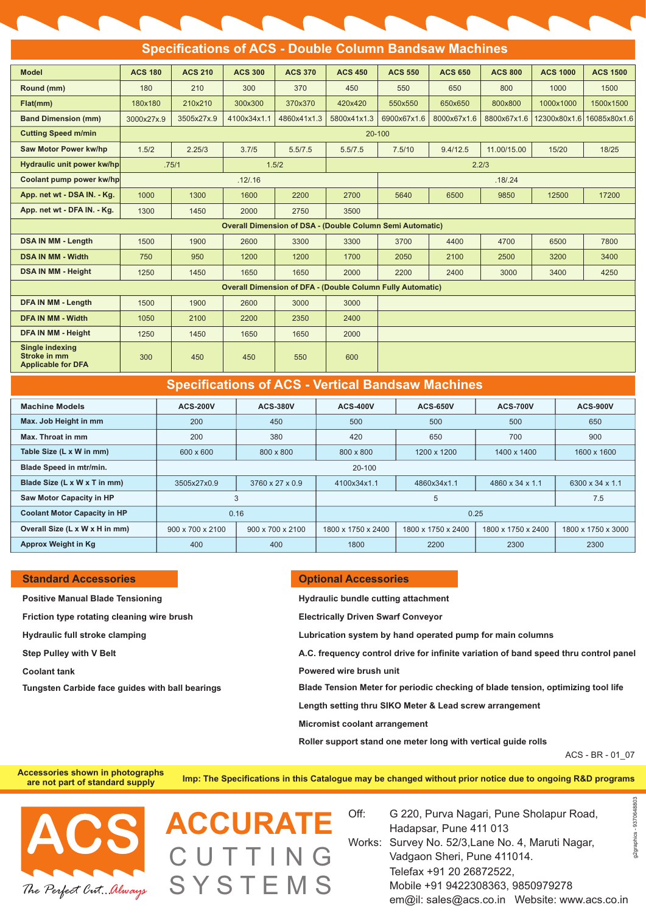## Specifications of ACS - Double Column Bandsaw Machines

| Model | ACS 180 | ACS 210 | ACS 300 | ACS 370 | ACS 450 | ACS 550 | ACS 650 | ACS 800 | ACS 1000 | ACS 1500 |
|---|---|---|---|---|---|---|---|---|---|---|
| Round (mm) | 180 | 210 | 300 | 370 | 450 | 550 | 650 | 800 | 1000 | 1500 |
| Flat(mm) | 180x180 | 210x210 | 300x300 | 370x370 | 420x420 | 550x550 | 650x650 | 800x800 | 1000x1000 | 1500x1500 |
| Band Dimension (mm) | 3000x27x.9 | 3505x27x.9 | 4100x34x1.1 | 4860x41x1.3 | 5800x41x1.3 | 6900x67x1.6 | 8000x67x1.6 | 8800x67x1.6 | 12300x80x1.6 | 16085x80x1.6 |
| Cutting Speed m/min | 20-100 | | | | | | | | | |
| Saw Motor Power kw/hp | 1.5/2 | 2.25/3 | 3.7/5 | 5.5/7.5 | 5.5/7.5 | 7.5/10 | 9.4/12.5 | 11.00/15.00 | 15/20 | 18/25 |
| Hydraulic unit power kw/hp | .75/1 | | 1.5/2 | | 2.2/3 | | | | | |
| Coolant pump power kw/hp | .12/.16 | | | | | .18/.24 | | | | |
| App. net wt - DSA IN. - Kg. | 1000 | 1300 | 1600 | 2200 | 2700 | 5640 | 6500 | 9850 | 12500 | 17200 |
| App. net wt - DFA IN. - Kg. | 1300 | 1450 | 2000 | 2750 | 3500 | | | | | |
| **Overall Dimension of DSA - (Double Column Semi Automatic)** | | | | | | | | | | |
| DSA IN MM - Length | 1500 | 1900 | 2600 | 3300 | 3300 | 3700 | 4400 | 4700 | 6500 | 7800 |
| DSA IN MM - Width | 750 | 950 | 1200 | 1200 | 1700 | 2050 | 2100 | 2500 | 3200 | 3400 |
| DSA IN MM - Height | 1250 | 1450 | 1650 | 1650 | 2000 | 2200 | 2400 | 3000 | 3400 | 4250 |
| **Overall Dimension of DFA - (Double Column Fully Automatic)** | | | | | | | | | | |
| DFA IN MM - Length | 1500 | 1900 | 2600 | 3000 | 3000 | | | | | |
| DFA IN MM - Width | 1050 | 2100 | 2200 | 2350 | 2400 | | | | | |
| DFA IN MM - Height | 1250 | 1450 | 1650 | 1650 | 2000 | | | | | |
| Single indexing Stroke in mm Applicable for DFA | 300 | 450 | 450 | 550 | 600 | | | | | |

## Specifications of ACS - Vertical Bandsaw Machines

| Machine Models | ACS-200V | ACS-380V | ACS-400V | ACS-650V | ACS-700V | ACS-900V |
|---|---|---|---|---|---|---|
| Max. Job Height in mm | 200 | 450 | 500 | 500 | 500 | 650 |
| Max. Throat in mm | 200 | 380 | 420 | 650 | 700 | 900 |
| Table Size (L x W in mm) | 600 x 600 | 800 x 800 | 800 x 800 | 1200 x 1200 | 1400 x 1400 | 1600 x 1600 |
| Blade Speed in mtr/min. | 20-100 | | | | | |
| Blade Size (L x W x T in mm) | 3505x27x0.9 | 3760 x 27 x 0.9 | 4100x34x1.1 | 4860x34x1.1 | 4860 x 34 x 1.1 | 6300 x 34 x 1.1 |
| Saw Motor Capacity in HP | 3 | | 5 | | | 7.5 |
| Coolant Motor Capacity in HP | 0.16 | | 0.25 | | | |
| Overall Size (L x W x H in mm) | 900 x 700 x 2100 | 900 x 700 x 2100 | 1800 x 1750 x 2400 | 1800 x 1750 x 2400 | 1800 x 1750 x 2400 | 1800 x 1750 x 3000 |
| Approx Weight in Kg | 400 | 400 | 1800 | 2200 | 2300 | 2300 |

### Standard Accessories

- Positive Manual Blade Tensioning
- Friction type rotating cleaning wire brush
- Hydraulic full stroke clamping
- Step Pulley with V Belt
- Coolant tank
- Tungsten Carbide face guides with ball bearings

### Optional Accessories

- Hydraulic bundle cutting attachment
- Electrically Driven Swarf Conveyor
- Lubrication system by hand operated pump for main columns
- A.C. frequency control drive for infinite variation of band speed thru control panel
- Powered wire brush unit
- Blade Tension Meter for periodic checking of blade tension, optimizing tool life
- Length setting thru SIKO Meter & Lead screw arrangement
- Micromist coolant arrangement
- Roller support stand one meter long with vertical guide rolls

ACS - BR - 01_07

**Accessories shown in photographs are not part of standard supply**

**Imp: The Specifications in this Catalogue may be changed without prior notice due to ongoing R&D programs**

ACS
The Perfect Cut...Always

**ACCURATE CUTTING SYSTEMS**

Off: G 220, Purva Nagari, Pune Sholapur Road, Hadapsar, Pune 411 013
Works: Survey No. 52/3,Lane No. 4, Maruti Nagar, Vadgaon Sheri, Pune 411014.
Telefax +91 20 26872522,
Mobile +91 9422308363, 9850979278
em@il: sales@acs.co.in Website: www.acs.co.in

g2graphics - 9370648803